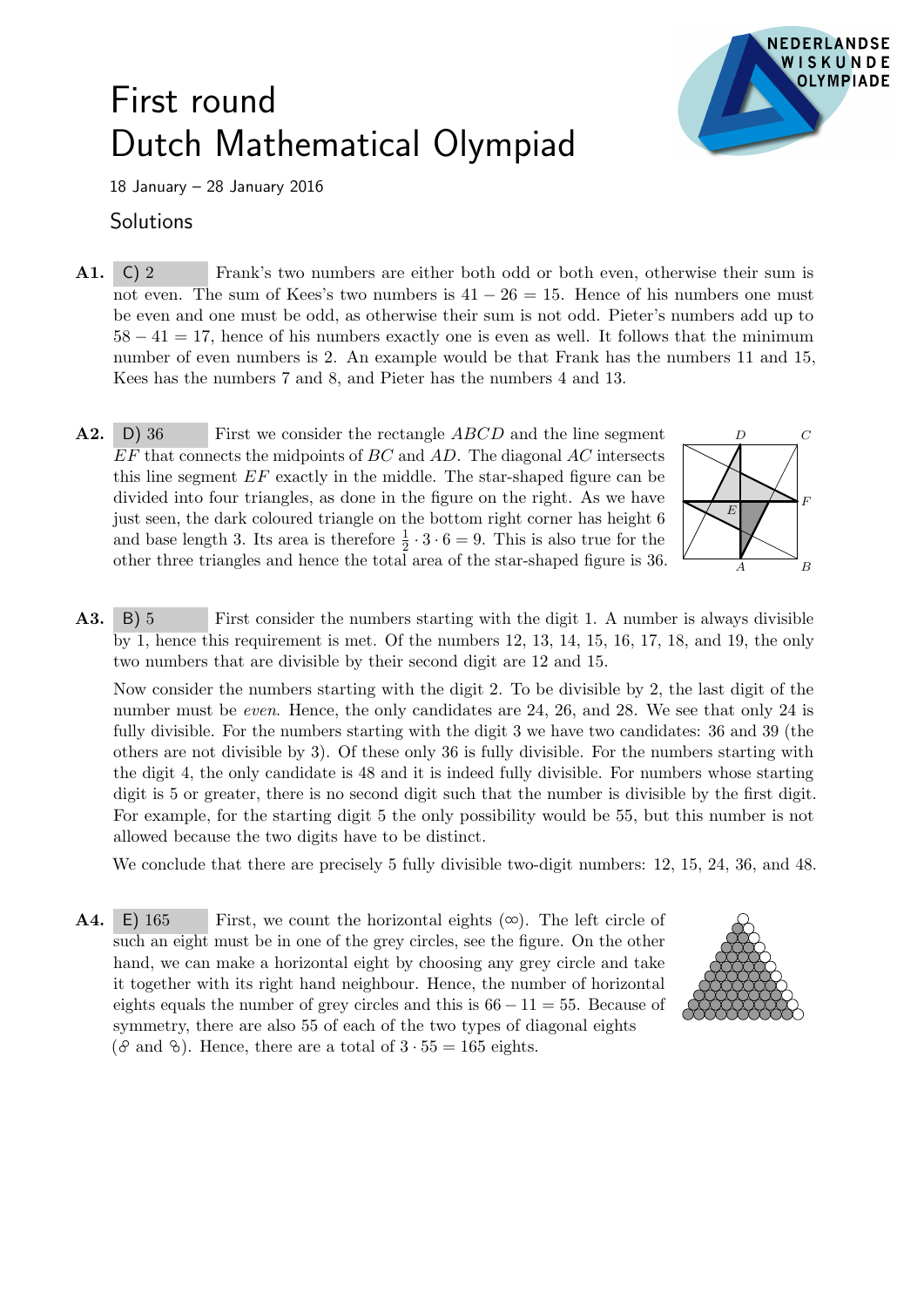# First round
# Dutch Mathematical Olympiad

18 January – 28 January 2016

## Solutions

**A1.** C) 2 Frank's two numbers are either both odd or both even, otherwise their sum is not even. The sum of Kees's two numbers is $41 - 26 = 15$. Hence of his numbers one must be even and one must be odd, as otherwise their sum is not odd. Pieter's numbers add up to $58 - 41 = 17$, hence of his numbers exactly one is even as well. It follows that the minimum number of even numbers is 2. An example would be that Frank has the numbers 11 and 15, Kees has the numbers 7 and 8, and Pieter has the numbers 4 and 13.

**A2.** D) 36 First we consider the rectangle $ABCD$ and the line segment $EF$ that connects the midpoints of $BC$ and $AD$. The diagonal $AC$ intersects this line segment $EF$ exactly in the middle. The star-shaped figure can be divided into four triangles, as done in the figure on the right. As we have just seen, the dark coloured triangle on the bottom right corner has height 6 and base length 3. Its area is therefore $\frac{1}{2} \cdot 3 \cdot 6 = 9$. This is also true for the other three triangles and hence the total area of the star-shaped figure is 36.

**A3.** B) 5 First consider the numbers starting with the digit 1. A number is always divisible by 1, hence this requirement is met. Of the numbers 12, 13, 14, 15, 16, 17, 18, and 19, the only two numbers that are divisible by their second digit are 12 and 15.

Now consider the numbers starting with the digit 2. To be divisible by 2, the last digit of the number must be *even*. Hence, the only candidates are 24, 26, and 28. We see that only 24 is fully divisible. For the numbers starting with the digit 3 we have two candidates: 36 and 39 (the others are not divisible by 3). Of these only 36 is fully divisible. For the numbers starting with the digit 4, the only candidate is 48 and it is indeed fully divisible. For numbers whose starting digit is 5 or greater, there is no second digit such that the number is divisible by the first digit. For example, for the starting digit 5 the only possibility would be 55, but this number is not allowed because the two digits have to be distinct.

We conclude that there are precisely 5 fully divisible two-digit numbers: 12, 15, 24, 36, and 48.

**A4.** E) 165 First, we count the horizontal eights ($\infty$). The left circle of such an eight must be in one of the grey circles, see the figure. On the other hand, we can make a horizontal eight by choosing any grey circle and take it together with its right hand neighbour. Hence, the number of horizontal eights equals the number of grey circles and this is $66 - 11 = 55$. Because of symmetry, there are also 55 of each of the two types of diagonal eights (and ). Hence, there are a total of $3 \cdot 55 = 165$ eights.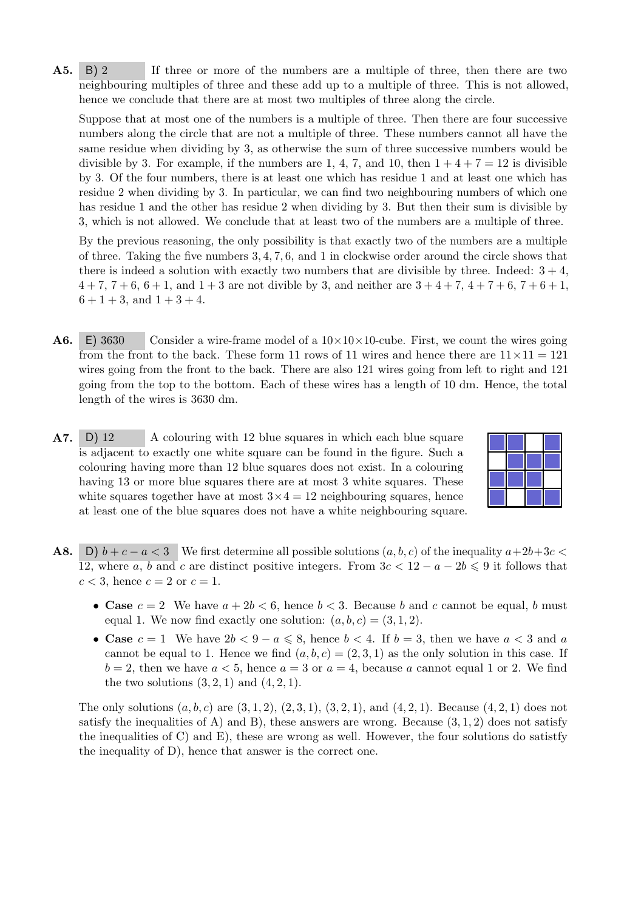**A5.** B) 2 If three or more of the numbers are a multiple of three, then there are two neighbouring multiples of three and these add up to a multiple of three. This is not allowed, hence we conclude that there are at most two multiples of three along the circle.

Suppose that at most one of the numbers is a multiple of three. Then there are four successive numbers along the circle that are not a multiple of three. These numbers cannot all have the same residue when dividing by 3, as otherwise the sum of three successive numbers would be divisible by 3. For example, if the numbers are 1, 4, 7, and 10, then $1 + 4 + 7 = 12$ is divisible by 3. Of the four numbers, there is at least one which has residue 1 and at least one which has residue 2 when dividing by 3. In particular, we can find two neighbouring numbers of which one has residue 1 and the other has residue 2 when dividing by 3. But then their sum is divisible by 3, which is not allowed. We conclude that at least two of the numbers are a multiple of three.

By the previous reasoning, the only possibility is that exactly two of the numbers are a multiple of three. Taking the five numbers $3, 4, 7, 6$, and $1$ in clockwise order around the circle shows that there is indeed a solution with exactly two numbers that are divisible by three. Indeed: $3 + 4$, $4 + 7$, $7 + 6$, $6 + 1$, and $1 + 3$ are not divible by 3, and neither are $3 + 4 + 7$, $4 + 7 + 6$, $7 + 6 + 1$, $6 + 1 + 3$, and $1 + 3 + 4$.

**A6.** E) 3630 Consider a wire-frame model of a $10\times10\times10$-cube. First, we count the wires going from the front to the back. These form 11 rows of 11 wires and hence there are $11 \times 11 = 121$ wires going from the front to the back. There are also 121 wires going from left to right and 121 going from the top to the bottom. Each of these wires has a length of 10 dm. Hence, the total length of the wires is 3630 dm.

**A7.** D) 12 A colouring with 12 blue squares in which each blue square is adjacent to exactly one white square can be found in the figure. Such a colouring having more than 12 blue squares does not exist. In a colouring having 13 or more blue squares there are at most 3 white squares. These white squares together have at most $3\times 4 = 12$ neighbouring squares, hence at least one of the blue squares does not have a white neighbouring square.

**A8.** D) $b + c - a < 3$ We first determine all possible solutions $(a, b, c)$ of the inequality $a+2b+3c < 12$, where $a$, $b$ and $c$ are distinct positive integers. From $3c < 12 - a - 2b \leqslant 9$ it follows that $c < 3$, hence $c = 2$ or $c = 1$.

- **Case** $c = 2$ We have $a + 2b < 6$, hence $b < 3$. Because $b$ and $c$ cannot be equal, $b$ must equal 1. We now find exactly one solution: $(a, b, c) = (3, 1, 2)$.
- **Case** $c = 1$ We have $2b < 9 - a \leqslant 8$, hence $b < 4$. If $b = 3$, then we have $a < 3$ and $a$ cannot be equal to 1. Hence we find $(a, b, c) = (2, 3, 1)$ as the only solution in this case. If $b = 2$, then we have $a < 5$, hence $a = 3$ or $a = 4$, because $a$ cannot equal 1 or 2. We find the two solutions $(3, 2, 1)$ and $(4, 2, 1)$.

The only solutions $(a, b, c)$ are $(3, 1, 2)$, $(2, 3, 1)$, $(3, 2, 1)$, and $(4, 2, 1)$. Because $(4, 2, 1)$ does not satisfy the inequalities of A) and B), these answers are wrong. Because $(3, 1, 2)$ does not satisfy the inequalities of C) and E), these are wrong as well. However, the four solutions do satistfy the inequality of D), hence that answer is the correct one.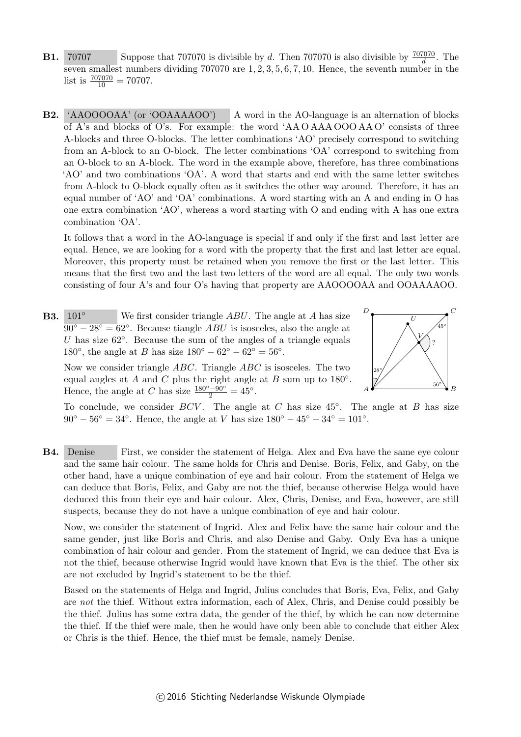**B1.** 70707 Suppose that 707070 is divisible by $d$. Then 707070 is also divisible by $\frac{707070}{d}$. The seven smallest numbers dividing 707070 are $1, 2, 3, 5, 6, 7, 10$. Hence, the seventh number in the list is $\frac{707070}{10} = 70707$.

**B2.** 'AAOOOOAA' (or 'OOAAAAOO') A word in the AO-language is an alternation of blocks of A's and blocks of O's. For example: the word 'AA O AAA OOO AA O' consists of three A-blocks and three O-blocks. The letter combinations 'AO' precisely correspond to switching from an A-block to an O-block. The letter combinations 'OA' correspond to switching from an O-block to an A-block. The word in the example above, therefore, has three combinations 'AO' and two combinations 'OA'. A word that starts and end with the same letter switches from A-block to O-block equally often as it switches the other way around. Therefore, it has an equal number of 'AO' and 'OA' combinations. A word starting with an A and ending in O has one extra combination 'AO', whereas a word starting with O and ending with A has one extra combination 'OA'.

It follows that a word in the AO-language is special if and only if the first and last letter are equal. Hence, we are looking for a word with the property that the first and last letter are equal. Moreover, this property must be retained when you remove the first or the last letter. This means that the first two and the last two letters of the word are all equal. The only two words consisting of four A's and four O's having that property are AAOOOOAA and OOAAAAOO.

**B3.** $101°$ We first consider triangle $ABU$. The angle at $A$ has size $90° - 28° = 62°$. Because tiangle $ABU$ is isosceles, also the angle at $U$ has size $62°$. Because the sum of the angles of a triangle equals $180°$, the angle at $B$ has size $180° - 62° - 62° = 56°$.

Now we consider triangle $ABC$. Triangle $ABC$ is isosceles. The two equal angles at $A$ and $C$ plus the right angle at $B$ sum up to $180°$. Hence, the angle at $C$ has size $\frac{180° - 90°}{2} = 45°$.

D C U V 45° ? 28° 56° A B

To conclude, we consider $BCV$. The angle at $C$ has size $45°$. The angle at $B$ has size $90° - 56° = 34°$. Hence, the angle at $V$ has size $180° - 45° - 34° = 101°$.

**B4.** Denise First, we consider the statement of Helga. Alex and Eva have the same eye colour and the same hair colour. The same holds for Chris and Denise. Boris, Felix, and Gaby, on the other hand, have a unique combination of eye and hair colour. From the statement of Helga we can deduce that Boris, Felix, and Gaby are not the thief, because otherwise Helga would have deduced this from their eye and hair colour. Alex, Chris, Denise, and Eva, however, are still suspects, because they do not have a unique combination of eye and hair colour.

Now, we consider the statement of Ingrid. Alex and Felix have the same hair colour and the same gender, just like Boris and Chris, and also Denise and Gaby. Only Eva has a unique combination of hair colour and gender. From the statement of Ingrid, we can deduce that Eva is not the thief, because otherwise Ingrid would have known that Eva is the thief. The other six are not excluded by Ingrid's statement to be the thief.

Based on the statements of Helga and Ingrid, Julius concludes that Boris, Eva, Felix, and Gaby are *not* the thief. Without extra information, each of Alex, Chris, and Denise could possibly be the thief. Julius has some extra data, the gender of the thief, by which he can now determine the thief. If the thief were male, then he would have only been able to conclude that either Alex or Chris is the thief. Hence, the thief must be female, namely Denise.

© 2016 Stichting Nederlandse Wiskunde Olympiade